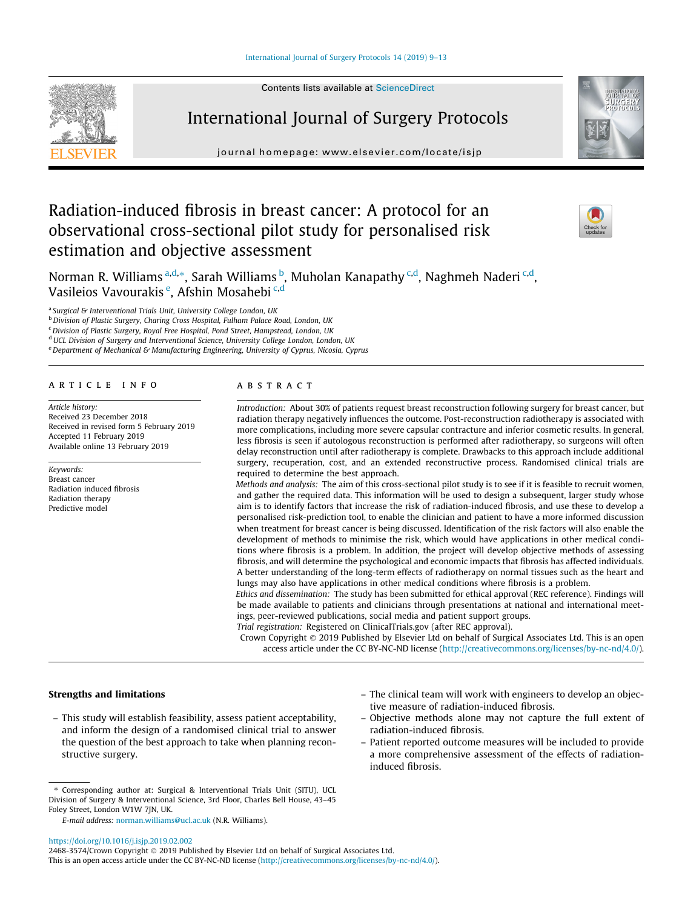# Radiation-induced fibrosis in breast cancer: A protocol for an observational cross-sectional pilot study for personalised risk estimation and objective assessment

Norman R. Williams [a,d,*], Sarah Williams [b], Muholan Kanapathy [c,d], Naghmeh Naderi [c,d], Vasileios Vavourakis [e], Afshin Mosahebi [c,d]

[a] Surgical & Interventional Trials Unit, University College London, UK
[b] Division of Plastic Surgery, Charing Cross Hospital, Fulham Palace Road, London, UK
[c] Division of Plastic Surgery, Royal Free Hospital, Pond Street, Hampstead, London, UK
[d] UCL Division of Surgery and Interventional Science, University College London, London, UK
[e] Department of Mechanical & Manufacturing Engineering, University of Cyprus, Nicosia, Cyprus

## ARTICLE INFO

*Article history:*
Received 23 December 2018
Received in revised form 5 February 2019
Accepted 11 February 2019
Available online 13 February 2019

*Keywords:*
Breast cancer
Radiation induced fibrosis
Radiation therapy
Predictive model

## ABSTRACT

*Introduction:* About 30% of patients request breast reconstruction following surgery for breast cancer, but radiation therapy negatively influences the outcome. Post-reconstruction radiotherapy is associated with more complications, including more severe capsular contracture and inferior cosmetic results. In general, less fibrosis is seen if autologous reconstruction is performed after radiotherapy, so surgeons will often delay reconstruction until after radiotherapy is complete. Drawbacks to this approach include additional surgery, recuperation, cost, and an extended reconstructive process. Randomised clinical trials are required to determine the best approach.

*Methods and analysis:* The aim of this cross-sectional pilot study is to see if it is feasible to recruit women, and gather the required data. This information will be used to design a subsequent, larger study whose aim is to identify factors that increase the risk of radiation-induced fibrosis, and use these to develop a personalised risk-prediction tool, to enable the clinician and patient to have a more informed discussion when treatment for breast cancer is being discussed. Identification of the risk factors will also enable the development of methods to minimise the risk, which would have applications in other medical conditions where fibrosis is a problem. In addition, the project will develop objective methods of assessing fibrosis, and will determine the psychological and economic impacts that fibrosis has affected individuals. A better understanding of the long-term effects of radiotherapy on normal tissues such as the heart and lungs may also have applications in other medical conditions where fibrosis is a problem.

*Ethics and dissemination:* The study has been submitted for ethical approval (REC reference). Findings will be made available to patients and clinicians through presentations at national and international meetings, peer-reviewed publications, social media and patient support groups.

*Trial registration:* Registered on ClinicalTrials.gov (after REC approval).

Crown Copyright © 2019 Published by Elsevier Ltd on behalf of Surgical Associates Ltd. This is an open access article under the CC BY-NC-ND license (http://creativecommons.org/licenses/by-nc-nd/4.0/).

## Strengths and limitations

- This study will establish feasibility, assess patient acceptability, and inform the design of a randomised clinical trial to answer the question of the best approach to take when planning reconstructive surgery.
- The clinical team will work with engineers to develop an objective measure of radiation-induced fibrosis.
- Objective methods alone may not capture the full extent of radiation-induced fibrosis.
- Patient reported outcome measures will be included to provide a more comprehensive assessment of the effects of radiation-induced fibrosis.

* Corresponding author at: Surgical & Interventional Trials Unit (SITU), UCL Division of Surgery & Interventional Science, 3rd Floor, Charles Bell House, 43–45 Foley Street, London W1W 7JN, UK.

*E-mail address:* norman.williams@ucl.ac.uk (N.R. Williams).

https://doi.org/10.1016/j.isjp.2019.02.002
2468-3574/Crown Copyright © 2019 Published by Elsevier Ltd on behalf of Surgical Associates Ltd.
This is an open access article under the CC BY-NC-ND license (http://creativecommons.org/licenses/by-nc-nd/4.0/).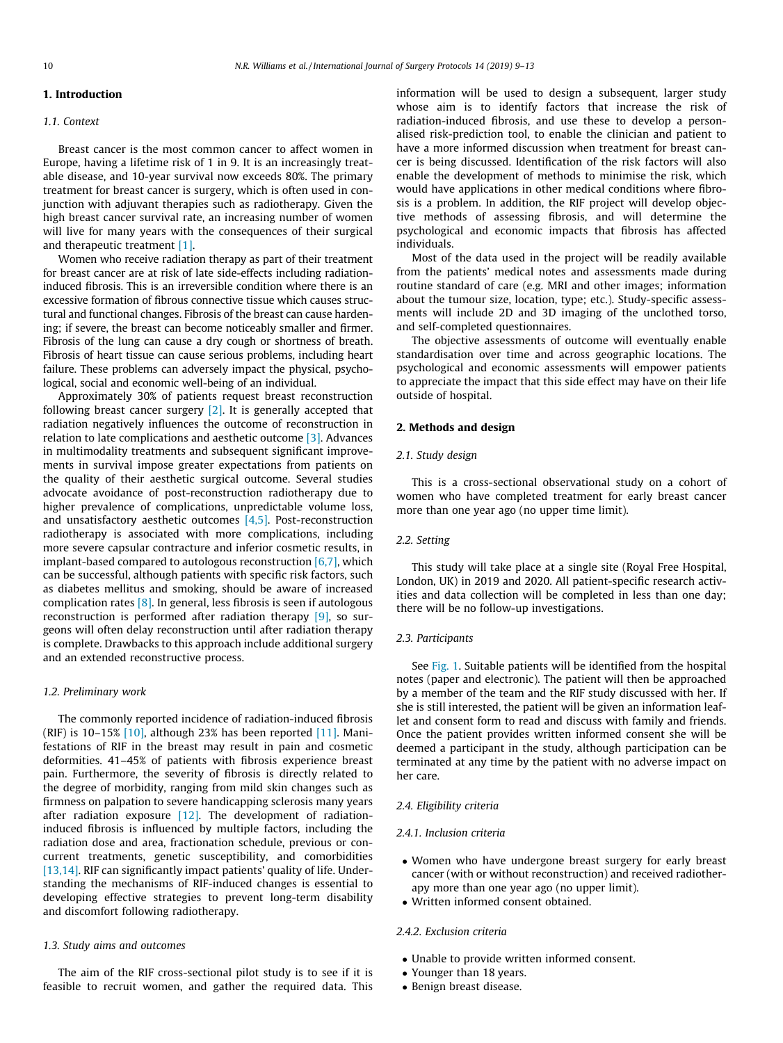## 1. Introduction

### 1.1. Context

Breast cancer is the most common cancer to affect women in Europe, having a lifetime risk of 1 in 9. It is an increasingly treatable disease, and 10-year survival now exceeds 80%. The primary treatment for breast cancer is surgery, which is often used in conjunction with adjuvant therapies such as radiotherapy. Given the high breast cancer survival rate, an increasing number of women will live for many years with the consequences of their surgical and therapeutic treatment [1].

Women who receive radiation therapy as part of their treatment for breast cancer are at risk of late side-effects including radiation-induced fibrosis. This is an irreversible condition where there is an excessive formation of fibrous connective tissue which causes structural and functional changes. Fibrosis of the breast can cause hardening; if severe, the breast can become noticeably smaller and firmer. Fibrosis of the lung can cause a dry cough or shortness of breath. Fibrosis of heart tissue can cause serious problems, including heart failure. These problems can adversely impact the physical, psychological, social and economic well-being of an individual.

Approximately 30% of patients request breast reconstruction following breast cancer surgery [2]. It is generally accepted that radiation negatively influences the outcome of reconstruction in relation to late complications and aesthetic outcome [3]. Advances in multimodality treatments and subsequent significant improvements in survival impose greater expectations from patients on the quality of their aesthetic surgical outcome. Several studies advocate avoidance of post-reconstruction radiotherapy due to higher prevalence of complications, unpredictable volume loss, and unsatisfactory aesthetic outcomes [4,5]. Post-reconstruction radiotherapy is associated with more complications, including more severe capsular contracture and inferior cosmetic results, in implant-based compared to autologous reconstruction [6,7], which can be successful, although patients with specific risk factors, such as diabetes mellitus and smoking, should be aware of increased complication rates [8]. In general, less fibrosis is seen if autologous reconstruction is performed after radiation therapy [9], so surgeons will often delay reconstruction until after radiation therapy is complete. Drawbacks to this approach include additional surgery and an extended reconstructive process.

### 1.2. Preliminary work

The commonly reported incidence of radiation-induced fibrosis (RIF) is 10–15% [10], although 23% has been reported [11]. Manifestations of RIF in the breast may result in pain and cosmetic deformities. 41–45% of patients with fibrosis experience breast pain. Furthermore, the severity of fibrosis is directly related to the degree of morbidity, ranging from mild skin changes such as firmness on palpation to severe handicapping sclerosis many years after radiation exposure [12]. The development of radiation-induced fibrosis is influenced by multiple factors, including the radiation dose and area, fractionation schedule, previous or concurrent treatments, genetic susceptibility, and comorbidities [13,14]. RIF can significantly impact patients' quality of life. Understanding the mechanisms of RIF-induced changes is essential to developing effective strategies to prevent long-term disability and discomfort following radiotherapy.

### 1.3. Study aims and outcomes

The aim of the RIF cross-sectional pilot study is to see if it is feasible to recruit women, and gather the required data. This information will be used to design a subsequent, larger study whose aim is to identify factors that increase the risk of radiation-induced fibrosis, and use these to develop a personalised risk-prediction tool, to enable the clinician and patient to have a more informed discussion when treatment for breast cancer is being discussed. Identification of the risk factors will also enable the development of methods to minimise the risk, which would have applications in other medical conditions where fibrosis is a problem. In addition, the RIF project will develop objective methods of assessing fibrosis, and will determine the psychological and economic impacts that fibrosis has affected individuals.

Most of the data used in the project will be readily available from the patients' medical notes and assessments made during routine standard of care (e.g. MRI and other images; information about the tumour size, location, type; etc.). Study-specific assessments will include 2D and 3D imaging of the unclothed torso, and self-completed questionnaires.

The objective assessments of outcome will eventually enable standardisation over time and across geographic locations. The psychological and economic assessments will empower patients to appreciate the impact that this side effect may have on their life outside of hospital.

## 2. Methods and design

### 2.1. Study design

This is a cross-sectional observational study on a cohort of women who have completed treatment for early breast cancer more than one year ago (no upper time limit).

### 2.2. Setting

This study will take place at a single site (Royal Free Hospital, London, UK) in 2019 and 2020. All patient-specific research activities and data collection will be completed in less than one day; there will be no follow-up investigations.

### 2.3. Participants

See Fig. 1. Suitable patients will be identified from the hospital notes (paper and electronic). The patient will then be approached by a member of the team and the RIF study discussed with her. If she is still interested, the patient will be given an information leaflet and consent form to read and discuss with family and friends. Once the patient provides written informed consent she will be deemed a participant in the study, although participation can be terminated at any time by the patient with no adverse impact on her care.

### 2.4. Eligibility criteria

#### 2.4.1. Inclusion criteria

- Women who have undergone breast surgery for early breast cancer (with or without reconstruction) and received radiotherapy more than one year ago (no upper limit).
- Written informed consent obtained.

#### 2.4.2. Exclusion criteria

- Unable to provide written informed consent.
- Younger than 18 years.
- Benign breast disease.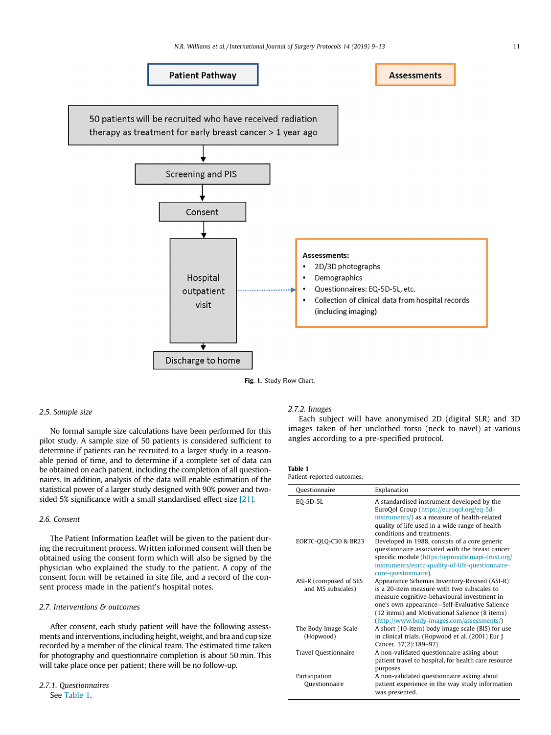**Patient Pathway**

**Assessments**

50 patients will be recruited who have received radiation therapy as treatment for early breast cancer > 1 year ago

Screening and PIS

Consent

Hospital outpatient visit

**Assessments:**
- 2D/3D photographs
- Demographics
- Questionnaires: EQ-5D-5L, etc.
- Collection of clinical data from hospital records (including imaging)

Discharge to home

**Fig. 1.** Study Flow Chart.

### *2.5. Sample size*

No formal sample size calculations have been performed for this pilot study. A sample size of 50 patients is considered sufficient to determine if patients can be recruited to a larger study in a reasonable period of time, and to determine if a complete set of data can be obtained on each patient, including the completion of all questionnaires. In addition, analysis of the data will enable estimation of the statistical power of a larger study designed with 90% power and two-sided 5% significance with a small standardised effect size [21].

### *2.6. Consent*

The Patient Information Leaflet will be given to the patient during the recruitment process. Written informed consent will then be obtained using the consent form which will also be signed by the physician who explained the study to the patient. A copy of the consent form will be retained in site file, and a record of the consent process made in the patient's hospital notes.

### *2.7. Interventions & outcomes*

After consent, each study patient will have the following assessments and interventions, including height, weight, and bra and cup size recorded by a member of the clinical team. The estimated time taken for photography and questionnaire completion is about 50 min. This will take place once per patient; there will be no follow-up.

#### *2.7.1. Questionnaires*

See Table 1.

#### *2.7.2. Images*

Each subject will have anonymised 2D (digital SLR) and 3D images taken of her unclothed torso (neck to navel) at various angles according to a pre-specified protocol.

**Table 1**
Patient-reported outcomes.

| Questionnaire | Explanation |
|---|---|
| EQ-5D-5L | A standardised instrument developed by the EuroQol Group (https://euroqol.org/eq-5d-instruments/) as a measure of health-related quality of life used in a wide range of health conditions and treatments. |
| EORTC-QLQ-C30 & BR23 | Developed in 1988, consists of a core generic questionnaire associated with the breast cancer specific module (https://eprovide.mapi-trust.org/instruments/eortc-quality-of-life-questionnaire-core-questionnaire). |
| ASI-R (composed of SES and MS subscales) | Appearance Schemas Inventory-Revised (ASI-R) is a 20-item measure with two subscales to measure cognitive-behavioural investment in one's own appearance—Self-Evaluative Salience (12 items) and Motivational Salience (8 items) (http://www.body-images.com/assessments/) |
| The Body Image Scale (Hopwood) | A short (10-item) body image scale (BIS) for use in clinical trials. (Hopwood et al. (2001) Eur J Cancer. 37(2):189–97) |
| Travel Questionnaire | A non-validated questionnaire asking about patient travel to hospital, for health care resource purposes. |
| Participation Questionnaire | A non-validated questionnaire asking about patient experience in the way study information was presented. |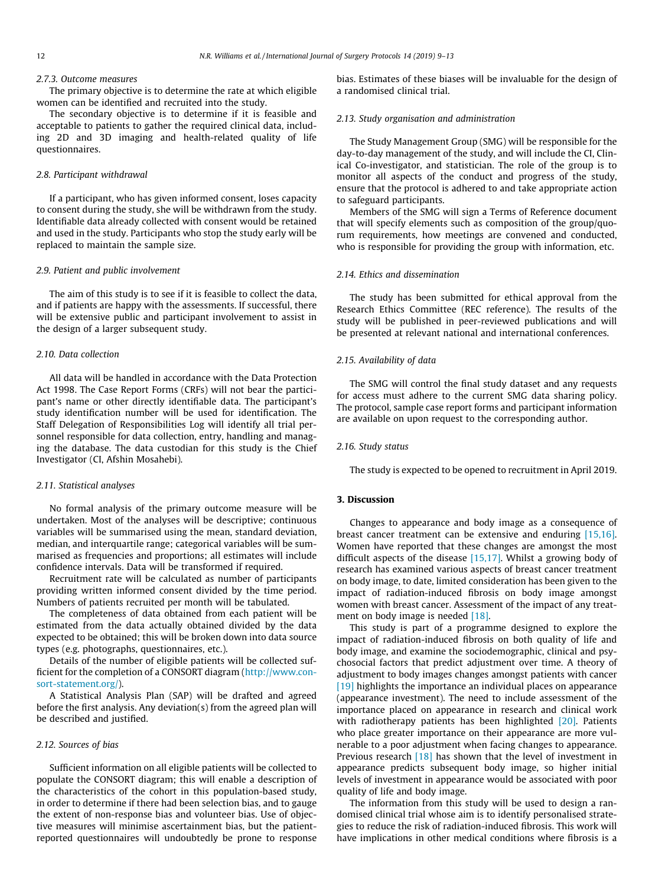#### 2.7.3. Outcome measures

The primary objective is to determine the rate at which eligible women can be identified and recruited into the study.

The secondary objective is to determine if it is feasible and acceptable to patients to gather the required clinical data, including 2D and 3D imaging and health-related quality of life questionnaires.

### 2.8. Participant withdrawal

If a participant, who has given informed consent, loses capacity to consent during the study, she will be withdrawn from the study. Identifiable data already collected with consent would be retained and used in the study. Participants who stop the study early will be replaced to maintain the sample size.

### 2.9. Patient and public involvement

The aim of this study is to see if it is feasible to collect the data, and if patients are happy with the assessments. If successful, there will be extensive public and participant involvement to assist in the design of a larger subsequent study.

### 2.10. Data collection

All data will be handled in accordance with the Data Protection Act 1998. The Case Report Forms (CRFs) will not bear the participant's name or other directly identifiable data. The participant's study identification number will be used for identification. The Staff Delegation of Responsibilities Log will identify all trial personnel responsible for data collection, entry, handling and managing the database. The data custodian for this study is the Chief Investigator (CI, Afshin Mosahebi).

### 2.11. Statistical analyses

No formal analysis of the primary outcome measure will be undertaken. Most of the analyses will be descriptive; continuous variables will be summarised using the mean, standard deviation, median, and interquartile range; categorical variables will be summarised as frequencies and proportions; all estimates will include confidence intervals. Data will be transformed if required.

Recruitment rate will be calculated as number of participants providing written informed consent divided by the time period. Numbers of patients recruited per month will be tabulated.

The completeness of data obtained from each patient will be estimated from the data actually obtained divided by the data expected to be obtained; this will be broken down into data source types (e.g. photographs, questionnaires, etc.).

Details of the number of eligible patients will be collected sufficient for the completion of a CONSORT diagram (http://www.consort-statement.org/).

A Statistical Analysis Plan (SAP) will be drafted and agreed before the first analysis. Any deviation(s) from the agreed plan will be described and justified.

### 2.12. Sources of bias

Sufficient information on all eligible patients will be collected to populate the CONSORT diagram; this will enable a description of the characteristics of the cohort in this population-based study, in order to determine if there had been selection bias, and to gauge the extent of non-response bias and volunteer bias. Use of objective measures will minimise ascertainment bias, but the patient-reported questionnaires will undoubtedly be prone to response bias. Estimates of these biases will be invaluable for the design of a randomised clinical trial.

### 2.13. Study organisation and administration

The Study Management Group (SMG) will be responsible for the day-to-day management of the study, and will include the CI, Clinical Co-investigator, and statistician. The role of the group is to monitor all aspects of the conduct and progress of the study, ensure that the protocol is adhered to and take appropriate action to safeguard participants.

Members of the SMG will sign a Terms of Reference document that will specify elements such as composition of the group/quorum requirements, how meetings are convened and conducted, who is responsible for providing the group with information, etc.

### 2.14. Ethics and dissemination

The study has been submitted for ethical approval from the Research Ethics Committee (REC reference). The results of the study will be published in peer-reviewed publications and will be presented at relevant national and international conferences.

### 2.15. Availability of data

The SMG will control the final study dataset and any requests for access must adhere to the current SMG data sharing policy. The protocol, sample case report forms and participant information are available on upon request to the corresponding author.

### 2.16. Study status

The study is expected to be opened to recruitment in April 2019.

## 3. Discussion

Changes to appearance and body image as a consequence of breast cancer treatment can be extensive and enduring [15,16]. Women have reported that these changes are amongst the most difficult aspects of the disease [15,17]. Whilst a growing body of research has examined various aspects of breast cancer treatment on body image, to date, limited consideration has been given to the impact of radiation-induced fibrosis on body image amongst women with breast cancer. Assessment of the impact of any treatment on body image is needed [18].

This study is part of a programme designed to explore the impact of radiation-induced fibrosis on both quality of life and body image, and examine the sociodemographic, clinical and psychosocial factors that predict adjustment over time. A theory of adjustment to body images changes amongst patients with cancer [19] highlights the importance an individual places on appearance (appearance investment). The need to include assessment of the importance placed on appearance in research and clinical work with radiotherapy patients has been highlighted [20]. Patients who place greater importance on their appearance are more vulnerable to a poor adjustment when facing changes to appearance. Previous research [18] has shown that the level of investment in appearance predicts subsequent body image, so higher initial levels of investment in appearance would be associated with poor quality of life and body image.

The information from this study will be used to design a randomised clinical trial whose aim is to identify personalised strategies to reduce the risk of radiation-induced fibrosis. This work will have implications in other medical conditions where fibrosis is a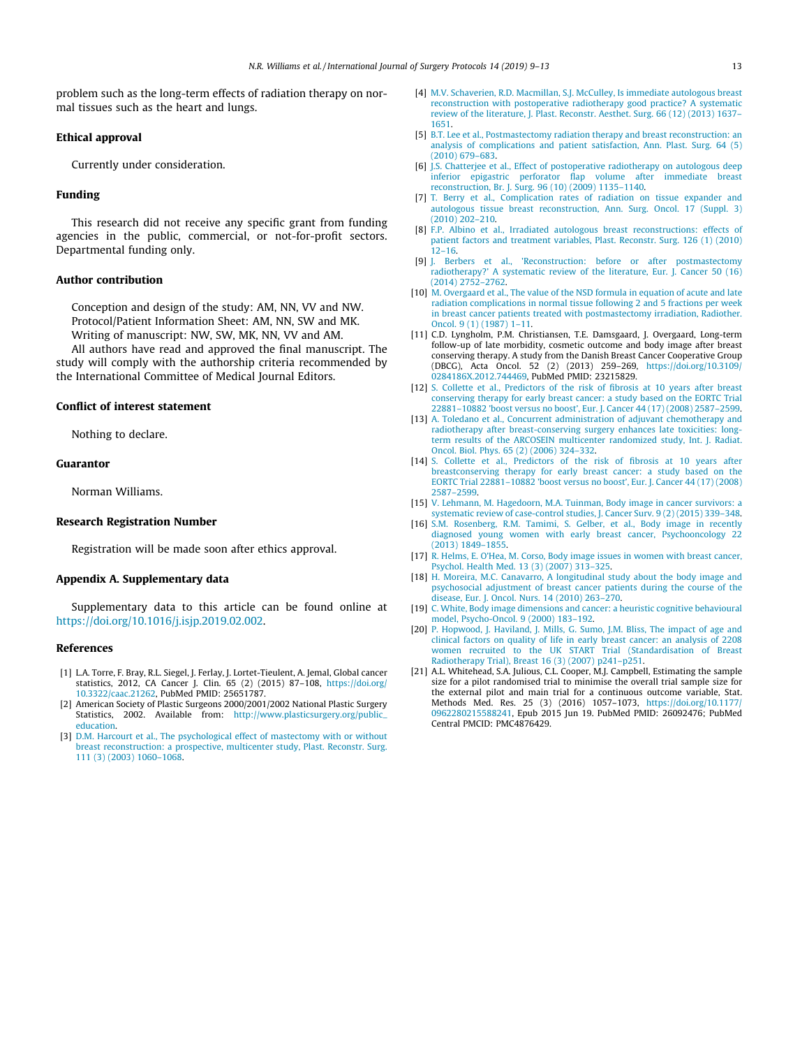problem such as the long-term effects of radiation therapy on normal tissues such as the heart and lungs.

## Ethical approval

Currently under consideration.

## Funding

This research did not receive any specific grant from funding agencies in the public, commercial, or not-for-profit sectors. Departmental funding only.

## Author contribution

Conception and design of the study: AM, NN, VV and NW.
Protocol/Patient Information Sheet: AM, NN, SW and MK.
Writing of manuscript: NW, SW, MK, NN, VV and AM.

All authors have read and approved the final manuscript. The study will comply with the authorship criteria recommended by the International Committee of Medical Journal Editors.

## Conflict of interest statement

Nothing to declare.

## Guarantor

Norman Williams.

## Research Registration Number

Registration will be made soon after ethics approval.

## Appendix A. Supplementary data

Supplementary data to this article can be found online at https://doi.org/10.1016/j.isjp.2019.02.002.

## References

[1] L.A. Torre, F. Bray, R.L. Siegel, J. Ferlay, J. Lortet-Tieulent, A. Jemal, Global cancer statistics, 2012, CA Cancer J. Clin. 65 (2) (2015) 87–108, https://doi.org/10.3322/caac.21262, PubMed PMID: 25651787.

[2] American Society of Plastic Surgeons 2000/2001/2002 National Plastic Surgery Statistics, 2002. Available from: http://www.plasticsurgery.org/public_education.

[3] D.M. Harcourt et al., The psychological effect of mastectomy with or without breast reconstruction: a prospective, multicenter study, Plast. Reconstr. Surg. 111 (3) (2003) 1060–1068.

[4] M.V. Schaverien, R.D. Macmillan, S.J. McCulley, Is immediate autologous breast reconstruction with postoperative radiotherapy good practice? A systematic review of the literature, J. Plast. Reconstr. Aesthet. Surg. 66 (12) (2013) 1637–1651.

[5] B.T. Lee et al., Postmastectomy radiation therapy and breast reconstruction: an analysis of complications and patient satisfaction, Ann. Plast. Surg. 64 (5) (2010) 679–683.

[6] J.S. Chatterjee et al., Effect of postoperative radiotherapy on autologous deep inferior epigastric perforator flap volume after immediate breast reconstruction, Br. J. Surg. 96 (10) (2009) 1135–1140.

[7] T. Berry et al., Complication rates of radiation on tissue expander and autologous tissue breast reconstruction, Ann. Surg. Oncol. 17 (Suppl. 3) (2010) 202–210.

[8] F.P. Albino et al., Irradiated autologous breast reconstructions: effects of patient factors and treatment variables, Plast. Reconstr. Surg. 126 (1) (2010) 12–16.

[9] J. Berbers et al., 'Reconstruction: before or after postmastectomy radiotherapy?' A systematic review of the literature, Eur. J. Cancer 50 (16) (2014) 2752–2762.

[10] M. Overgaard et al., The value of the NSD formula in equation of acute and late radiation complications in normal tissue following 2 and 5 fractions per week in breast cancer patients treated with postmastectomy irradiation, Radiother. Oncol. 9 (1) (1987) 1–11.

[11] C.D. Lyngholm, P.M. Christiansen, T.E. Damsgaard, J. Overgaard, Long-term follow-up of late morbidity, cosmetic outcome and body image after breast conserving therapy. A study from the Danish Breast Cancer Cooperative Group (DBCG), Acta Oncol. 52 (2) (2013) 259–269, https://doi.org/10.3109/0284186X.2012.744469, PubMed PMID: 23215829.

[12] S. Collette et al., Predictors of the risk of fibrosis at 10 years after breast conserving therapy for early breast cancer: a study based on the EORTC Trial 22881–10882 'boost versus no boost', Eur. J. Cancer 44 (17) (2008) 2587–2599.

[13] A. Toledano et al., Concurrent administration of adjuvant chemotherapy and radiotherapy after breast-conserving surgery enhances late toxicities: long-term results of the ARCOSEIN multicenter randomized study, Int. J. Radiat. Oncol. Biol. Phys. 65 (2) (2006) 324–332.

[14] S. Collette et al., Predictors of the risk of fibrosis at 10 years after breastconserving therapy for early breast cancer: a study based on the EORTC Trial 22881–10882 'boost versus no boost', Eur. J. Cancer 44 (17) (2008) 2587–2599.

[15] V. Lehmann, M. Hagedoorn, M.A. Tuinman, Body image in cancer survivors: a systematic review of case-control studies, J. Cancer Surv. 9 (2) (2015) 339–348.

[16] S.M. Rosenberg, R.M. Tamimi, S. Gelber, et al., Body image in recently diagnosed young women with early breast cancer, Psychooncology 22 (2013) 1849–1855.

[17] R. Helms, E. O'Hea, M. Corso, Body image issues in women with breast cancer, Psychol. Health Med. 13 (3) (2007) 313–325.

[18] H. Moreira, M.C. Canavarro, A longitudinal study about the body image and psychosocial adjustment of breast cancer patients during the course of the disease, Eur. J. Oncol. Nurs. 14 (2010) 263–270.

[19] C. White, Body image dimensions and cancer: a heuristic cognitive behavioural model, Psycho-Oncol. 9 (2000) 183–192.

[20] P. Hopwood, J. Haviland, J. Mills, G. Sumo, J.M. Bliss, The impact of age and clinical factors on quality of life in early breast cancer: an analysis of 2208 women recruited to the UK START Trial (Standardisation of Breast Radiotherapy Trial), Breast 16 (3) (2007) p241–p251.

[21] A.L. Whitehead, S.A. Julious, C.L. Cooper, M.J. Campbell, Estimating the sample size for a pilot randomised trial to minimise the overall trial sample size for the external pilot and main trial for a continuous outcome variable, Stat. Methods Med. Res. 25 (3) (2016) 1057–1073, https://doi.org/10.1177/0962280215588241, Epub 2015 Jun 19. PubMed PMID: 26092476; PubMed Central PMCID: PMC4876429.